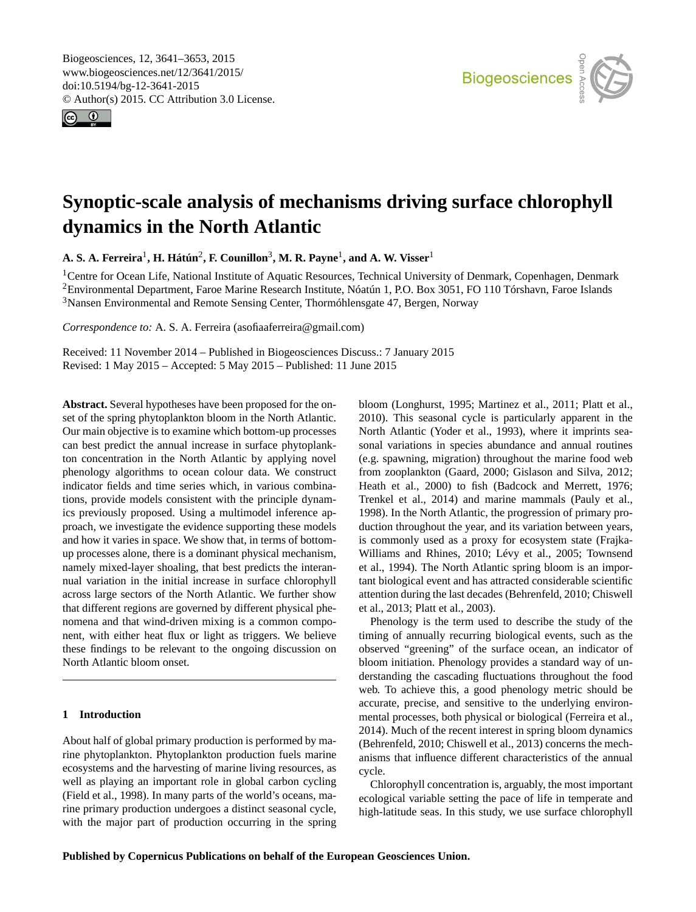# Synoptic-scale analysis of mechanisms driving surface chlorophyll dynamics in the North Atlantic

**A. S. A. Ferreira[1], H. Hátún[2], F. Counillon[3], M. R. Payne[1], and A. W. Visser[1]**

[1]Centre for Ocean Life, National Institute of Aquatic Resources, Technical University of Denmark, Copenhagen, Denmark
[2]Environmental Department, Faroe Marine Research Institute, Nóatún 1, P.O. Box 3051, FO 110 Tórshavn, Faroe Islands
[3]Nansen Environmental and Remote Sensing Center, Thormóhlensgate 47, Bergen, Norway

*Correspondence to:* A. S. A. Ferreira (asofiaaferreira@gmail.com)

Received: 11 November 2014 – Published in Biogeosciences Discuss.: 7 January 2015
Revised: 1 May 2015 – Accepted: 5 May 2015 – Published: 11 June 2015

**Abstract.** Several hypotheses have been proposed for the onset of the spring phytoplankton bloom in the North Atlantic. Our main objective is to examine which bottom-up processes can best predict the annual increase in surface phytoplankton concentration in the North Atlantic by applying novel phenology algorithms to ocean colour data. We construct indicator fields and time series which, in various combinations, provide models consistent with the principle dynamics previously proposed. Using a multimodel inference approach, we investigate the evidence supporting these models and how it varies in space. We show that, in terms of bottom-up processes alone, there is a dominant physical mechanism, namely mixed-layer shoaling, that best predicts the interannual variation in the initial increase in surface chlorophyll across large sectors of the North Atlantic. We further show that different regions are governed by different physical phenomena and that wind-driven mixing is a common component, with either heat flux or light as triggers. We believe these findings to be relevant to the ongoing discussion on North Atlantic bloom onset.

## 1 Introduction

About half of global primary production is performed by marine phytoplankton. Phytoplankton production fuels marine ecosystems and the harvesting of marine living resources, as well as playing an important role in global carbon cycling (Field et al., 1998). In many parts of the world's oceans, marine primary production undergoes a distinct seasonal cycle, with the major part of production occurring in the spring bloom (Longhurst, 1995; Martinez et al., 2011; Platt et al., 2010). This seasonal cycle is particularly apparent in the North Atlantic (Yoder et al., 1993), where it imprints seasonal variations in species abundance and annual routines (e.g. spawning, migration) throughout the marine food web from zooplankton (Gaard, 2000; Gislason and Silva, 2012; Heath et al., 2000) to fish (Badcock and Merrett, 1976; Trenkel et al., 2014) and marine mammals (Pauly et al., 1998). In the North Atlantic, the progression of primary production throughout the year, and its variation between years, is commonly used as a proxy for ecosystem state (Frajka-Williams and Rhines, 2010; Lévy et al., 2005; Townsend et al., 1994). The North Atlantic spring bloom is an important biological event and has attracted considerable scientific attention during the last decades (Behrenfeld, 2010; Chiswell et al., 2013; Platt et al., 2003).

Phenology is the term used to describe the study of the timing of annually recurring biological events, such as the observed "greening" of the surface ocean, an indicator of bloom initiation. Phenology provides a standard way of understanding the cascading fluctuations throughout the food web. To achieve this, a good phenology metric should be accurate, precise, and sensitive to the underlying environmental processes, both physical or biological (Ferreira et al., 2014). Much of the recent interest in spring bloom dynamics (Behrenfeld, 2010; Chiswell et al., 2013) concerns the mechanisms that influence different characteristics of the annual cycle.

Chlorophyll concentration is, arguably, the most important ecological variable setting the pace of life in temperate and high-latitude seas. In this study, we use surface chlorophyll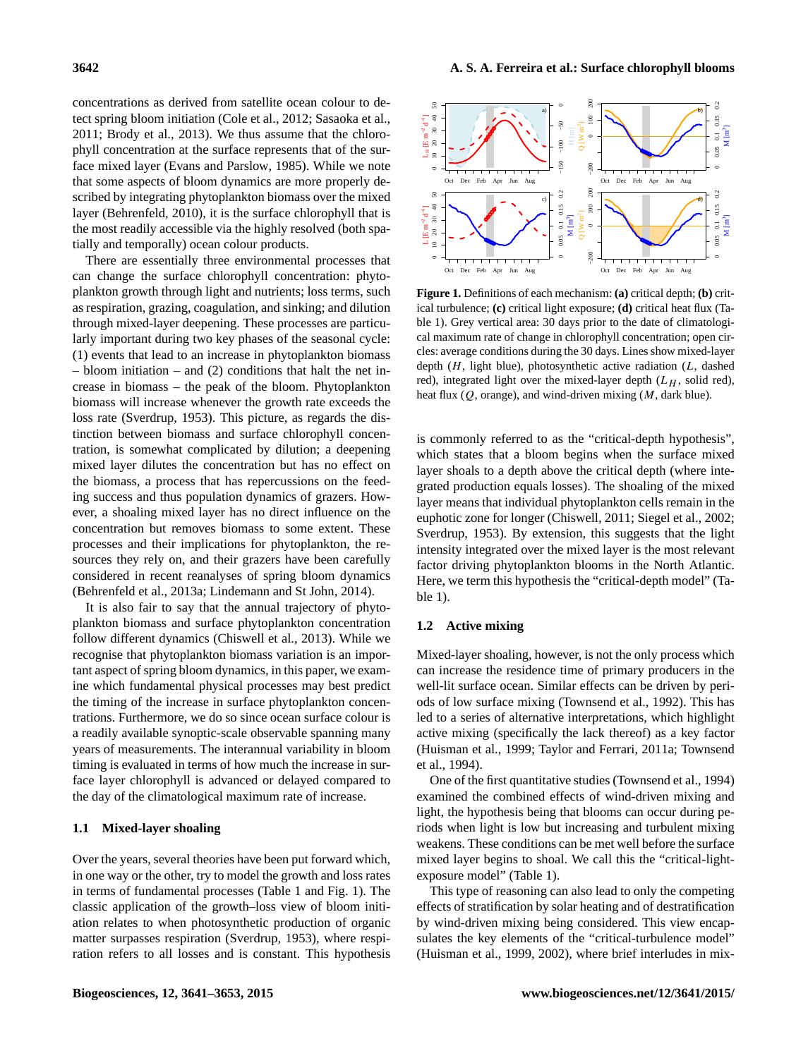concentrations as derived from satellite ocean colour to detect spring bloom initiation (Cole et al., 2012; Sasaoka et al., 2011; Brody et al., 2013). We thus assume that the chlorophyll concentration at the surface represents that of the surface mixed layer (Evans and Parslow, 1985). While we note that some aspects of bloom dynamics are more properly described by integrating phytoplankton biomass over the mixed layer (Behrenfeld, 2010), it is the surface chlorophyll that is the most readily accessible via the highly resolved (both spatially and temporally) ocean colour products.

There are essentially three environmental processes that can change the surface chlorophyll concentration: phytoplankton growth through light and nutrients; loss terms, such as respiration, grazing, coagulation, and sinking; and dilution through mixed-layer deepening. These processes are particularly important during two key phases of the seasonal cycle: (1) events that lead to an increase in phytoplankton biomass – bloom initiation – and (2) conditions that halt the net increase in biomass – the peak of the bloom. Phytoplankton biomass will increase whenever the growth rate exceeds the loss rate (Sverdrup, 1953). This picture, as regards the distinction between biomass and surface chlorophyll concentration, is somewhat complicated by dilution; a deepening mixed layer dilutes the concentration but has no effect on the biomass, a process that has repercussions on the feeding success and thus population dynamics of grazers. However, a shoaling mixed layer has no direct influence on the concentration but removes biomass to some extent. These processes and their implications for phytoplankton, the resources they rely on, and their grazers have been carefully considered in recent reanalyses of spring bloom dynamics (Behrenfeld et al., 2013a; Lindemann and St John, 2014).

It is also fair to say that the annual trajectory of phytoplankton biomass and surface phytoplankton concentration follow different dynamics (Chiswell et al., 2013). While we recognise that phytoplankton biomass variation is an important aspect of spring bloom dynamics, in this paper, we examine which fundamental physical processes may best predict the timing of the increase in surface phytoplankton concentrations. Furthermore, we do so since ocean surface colour is a readily available synoptic-scale observable spanning many years of measurements. The interannual variability in bloom timing is evaluated in terms of how much the increase in surface layer chlorophyll is advanced or delayed compared to the day of the climatological maximum rate of increase.

### 1.1 Mixed-layer shoaling

Over the years, several theories have been put forward which, in one way or the other, try to model the growth and loss rates in terms of fundamental processes (Table 1 and Fig. 1). The classic application of the growth–loss view of bloom initiation relates to when photosynthetic production of organic matter surpasses respiration (Sverdrup, 1953), where respiration refers to all losses and is constant. This hypothesis is commonly referred to as the "critical-depth hypothesis", which states that a bloom begins when the surface mixed layer shoals to a depth above the critical depth (where integrated production equals losses). The shoaling of the mixed layer means that individual phytoplankton cells remain in the euphotic zone for longer (Chiswell, 2011; Siegel et al., 2002; Sverdrup, 1953). By extension, this suggests that the light intensity integrated over the mixed layer is the most relevant factor driving phytoplankton blooms in the North Atlantic. Here, we term this hypothesis the "critical-depth model" (Table 1).

**Figure 1.** Definitions of each mechanism: **(a)** critical depth; **(b)** critical turbulence; **(c)** critical light exposure; **(d)** critical heat flux (Table 1). Grey vertical area: 30 days prior to the date of climatological maximum rate of change in chlorophyll concentration; open circles: average conditions during the 30 days. Lines show mixed-layer depth ($H$, light blue), photosynthetic active radiation ($L$, dashed red), integrated light over the mixed-layer depth ($L_H$, solid red), heat flux ($Q$, orange), and wind-driven mixing ($M$, dark blue).

### 1.2 Active mixing

Mixed-layer shoaling, however, is not the only process which can increase the residence time of primary producers in the well-lit surface ocean. Similar effects can be driven by periods of low surface mixing (Townsend et al., 1992). This has led to a series of alternative interpretations, which highlight active mixing (specifically the lack thereof) as a key factor (Huisman et al., 1999; Taylor and Ferrari, 2011a; Townsend et al., 1994).

One of the first quantitative studies (Townsend et al., 1994) examined the combined effects of wind-driven mixing and light, the hypothesis being that blooms can occur during periods when light is low but increasing and turbulent mixing weakens. These conditions can be met well before the surface mixed layer begins to shoal. We call this the "critical-light-exposure model" (Table 1).

This type of reasoning can also lead to only the competing effects of stratification by solar heating and of destratification by wind-driven mixing being considered. This view encapsulates the key elements of the "critical-turbulence model" (Huisman et al., 1999, 2002), where brief interludes in mix-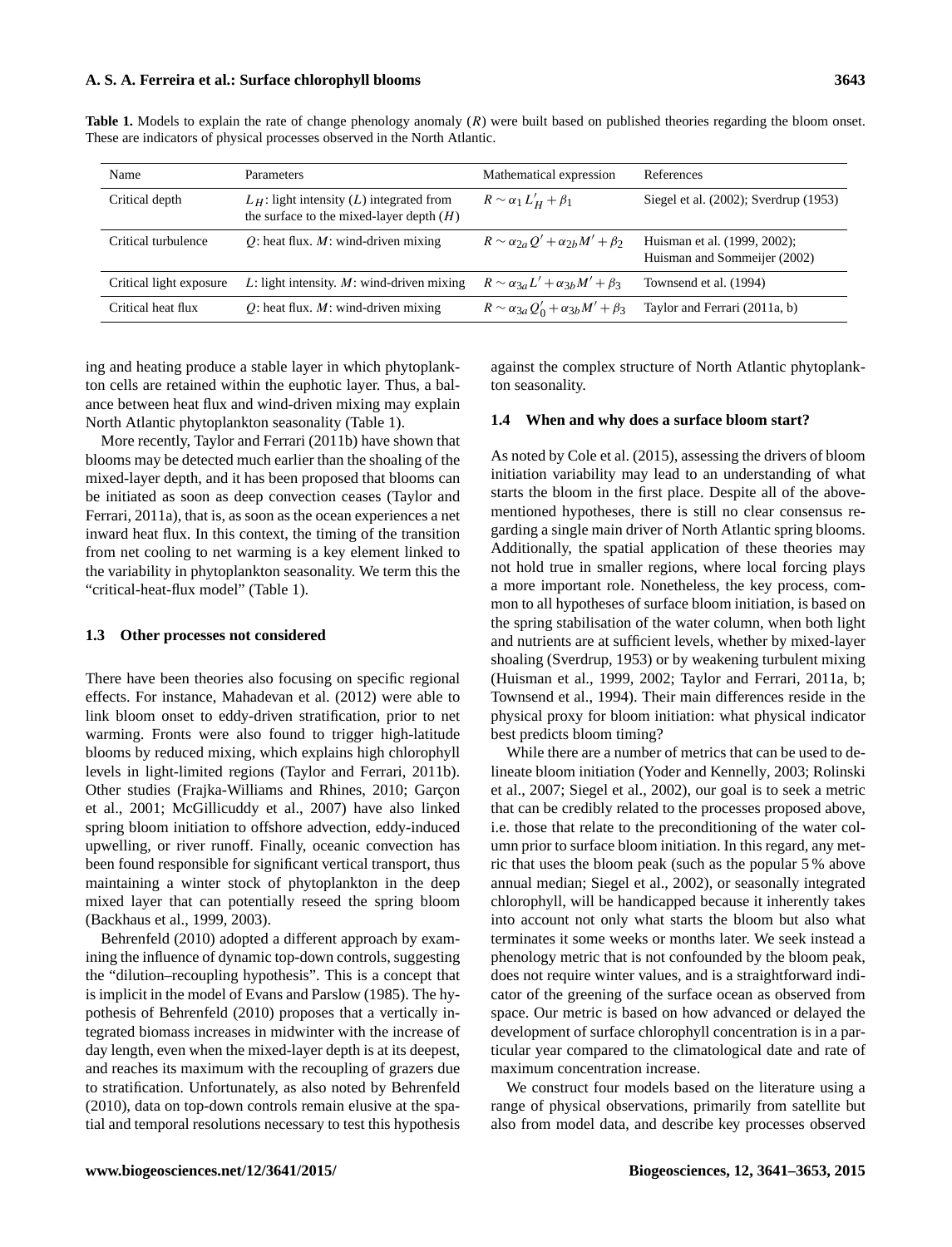**Table 1.** Models to explain the rate of change phenology anomaly ($R$) were built based on published theories regarding the bloom onset. These are indicators of physical processes observed in the North Atlantic.

| Name | Parameters | Mathematical expression | References |
|---|---|---|---|
| Critical depth | $L_H$: light intensity ($L$) integrated from the surface to the mixed-layer depth ($H$) | $R \sim \alpha_1 L'_H + \beta_1$ | Siegel et al. (2002); Sverdrup (1953) |
| Critical turbulence | $Q$: heat flux. $M$: wind-driven mixing | $R \sim \alpha_{2a} Q' + \alpha_{2b} M' + \beta_2$ | Huisman et al. (1999, 2002); Huisman and Sommeijer (2002) |
| Critical light exposure | $L$: light intensity. $M$: wind-driven mixing | $R \sim \alpha_{3a} L' + \alpha_{3b} M' + \beta_3$ | Townsend et al. (1994) |
| Critical heat flux | $Q$: heat flux. $M$: wind-driven mixing | $R \sim \alpha_{3a} Q'_0 + \alpha_{3b} M' + \beta_3$ | Taylor and Ferrari (2011a, b) |

ing and heating produce a stable layer in which phytoplankton cells are retained within the euphotic layer. Thus, a balance between heat flux and wind-driven mixing may explain North Atlantic phytoplankton seasonality (Table 1).

More recently, Taylor and Ferrari (2011b) have shown that blooms may be detected much earlier than the shoaling of the mixed-layer depth, and it has been proposed that blooms can be initiated as soon as deep convection ceases (Taylor and Ferrari, 2011a), that is, as soon as the ocean experiences a net inward heat flux. In this context, the timing of the transition from net cooling to net warming is a key element linked to the variability in phytoplankton seasonality. We term this the "critical-heat-flux model" (Table 1).

### 1.3 Other processes not considered

There have been theories also focusing on specific regional effects. For instance, Mahadevan et al. (2012) were able to link bloom onset to eddy-driven stratification, prior to net warming. Fronts were also found to trigger high-latitude blooms by reduced mixing, which explains high chlorophyll levels in light-limited regions (Taylor and Ferrari, 2011b). Other studies (Frajka-Williams and Rhines, 2010; Garçon et al., 2001; McGillicuddy et al., 2007) have also linked spring bloom initiation to offshore advection, eddy-induced upwelling, or river runoff. Finally, oceanic convection has been found responsible for significant vertical transport, thus maintaining a winter stock of phytoplankton in the deep mixed layer that can potentially reseed the spring bloom (Backhaus et al., 1999, 2003).

Behrenfeld (2010) adopted a different approach by examining the influence of dynamic top-down controls, suggesting the "dilution–recoupling hypothesis". This is a concept that is implicit in the model of Evans and Parslow (1985). The hypothesis of Behrenfeld (2010) proposes that a vertically integrated biomass increases in midwinter with the increase of day length, even when the mixed-layer depth is at its deepest, and reaches its maximum with the recoupling of grazers due to stratification. Unfortunately, as also noted by Behrenfeld (2010), data on top-down controls remain elusive at the spatial and temporal resolutions necessary to test this hypothesis against the complex structure of North Atlantic phytoplankton seasonality.

### 1.4 When and why does a surface bloom start?

As noted by Cole et al. (2015), assessing the drivers of bloom initiation variability may lead to an understanding of what starts the bloom in the first place. Despite all of the above-mentioned hypotheses, there is still no clear consensus regarding a single main driver of North Atlantic spring blooms. Additionally, the spatial application of these theories may not hold true in smaller regions, where local forcing plays a more important role. Nonetheless, the key process, common to all hypotheses of surface bloom initiation, is based on the spring stabilisation of the water column, when both light and nutrients are at sufficient levels, whether by mixed-layer shoaling (Sverdrup, 1953) or by weakening turbulent mixing (Huisman et al., 1999, 2002; Taylor and Ferrari, 2011a, b; Townsend et al., 1994). Their main differences reside in the physical proxy for bloom initiation: what physical indicator best predicts bloom timing?

While there are a number of metrics that can be used to delineate bloom initiation (Yoder and Kennelly, 2003; Rolinski et al., 2007; Siegel et al., 2002), our goal is to seek a metric that can be credibly related to the processes proposed above, i.e. those that relate to the preconditioning of the water column prior to surface bloom initiation. In this regard, any metric that uses the bloom peak (such as the popular 5 % above annual median; Siegel et al., 2002), or seasonally integrated chlorophyll, will be handicapped because it inherently takes into account not only what starts the bloom but also what terminates it some weeks or months later. We seek instead a phenology metric that is not confounded by the bloom peak, does not require winter values, and is a straightforward indicator of the greening of the surface ocean as observed from space. Our metric is based on how advanced or delayed the development of surface chlorophyll concentration is in a particular year compared to the climatological date and rate of maximum concentration increase.

We construct four models based on the literature using a range of physical observations, primarily from satellite but also from model data, and describe key processes observed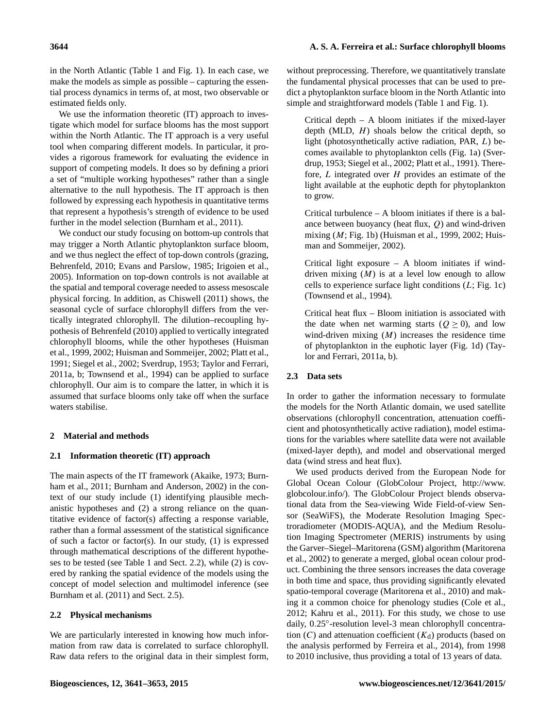in the North Atlantic (Table 1 and Fig. 1). In each case, we make the models as simple as possible – capturing the essential process dynamics in terms of, at most, two observable or estimated fields only.

We use the information theoretic (IT) approach to investigate which model for surface blooms has the most support within the North Atlantic. The IT approach is a very useful tool when comparing different models. In particular, it provides a rigorous framework for evaluating the evidence in support of competing models. It does so by defining a priori a set of "multiple working hypotheses" rather than a single alternative to the null hypothesis. The IT approach is then followed by expressing each hypothesis in quantitative terms that represent a hypothesis's strength of evidence to be used further in the model selection (Burnham et al., 2011).

We conduct our study focusing on bottom-up controls that may trigger a North Atlantic phytoplankton surface bloom, and we thus neglect the effect of top-down controls (grazing, Behrenfeld, 2010; Evans and Parslow, 1985; Irigoien et al., 2005). Information on top-down controls is not available at the spatial and temporal coverage needed to assess mesoscale physical forcing. In addition, as Chiswell (2011) shows, the seasonal cycle of surface chlorophyll differs from the vertically integrated chlorophyll. The dilution–recoupling hypothesis of Behrenfeld (2010) applied to vertically integrated chlorophyll blooms, while the other hypotheses (Huisman et al., 1999, 2002; Huisman and Sommeijer, 2002; Platt et al., 1991; Siegel et al., 2002; Sverdrup, 1953; Taylor and Ferrari, 2011a, b; Townsend et al., 1994) can be applied to surface chlorophyll. Our aim is to compare the latter, in which it is assumed that surface blooms only take off when the surface waters stabilise.

## 2 Material and methods

### 2.1 Information theoretic (IT) approach

The main aspects of the IT framework (Akaike, 1973; Burnham et al., 2011; Burnham and Anderson, 2002) in the context of our study include (1) identifying plausible mechanistic hypotheses and (2) a strong reliance on the quantitative evidence of factor(s) affecting a response variable, rather than a formal assessment of the statistical significance of such a factor or factor(s). In our study, (1) is expressed through mathematical descriptions of the different hypotheses to be tested (see Table 1 and Sect. 2.2), while (2) is covered by ranking the spatial evidence of the models using the concept of model selection and multimodel inference (see Burnham et al. (2011) and Sect. 2.5).

### 2.2 Physical mechanisms

We are particularly interested in knowing how much information from raw data is correlated to surface chlorophyll. Raw data refers to the original data in their simplest form, without preprocessing. Therefore, we quantitatively translate the fundamental physical processes that can be used to predict a phytoplankton surface bloom in the North Atlantic into simple and straightforward models (Table 1 and Fig. 1).

> Critical depth – A bloom initiates if the mixed-layer depth (MLD, $H$) shoals below the critical depth, so light (photosynthetically active radiation, PAR, $L$) becomes available to phytoplankton cells (Fig. 1a) (Sverdrup, 1953; Siegel et al., 2002; Platt et al., 1991). Therefore, $L$ integrated over $H$ provides an estimate of the light available at the euphotic depth for phytoplankton to grow.
>
> Critical turbulence – A bloom initiates if there is a balance between buoyancy (heat flux, $Q$) and wind-driven mixing ($M$; Fig. 1b) (Huisman et al., 1999, 2002; Huisman and Sommeijer, 2002).
>
> Critical light exposure – A bloom initiates if wind-driven mixing ($M$) is at a level low enough to allow cells to experience surface light conditions ($L$; Fig. 1c) (Townsend et al., 1994).
>
> Critical heat flux – Bloom initiation is associated with the date when net warming starts ($Q \geq 0$), and low wind-driven mixing ($M$) increases the residence time of phytoplankton in the euphotic layer (Fig. 1d) (Taylor and Ferrari, 2011a, b).

### 2.3 Data sets

In order to gather the information necessary to formulate the models for the North Atlantic domain, we used satellite observations (chlorophyll concentration, attenuation coefficient and photosynthetically active radiation), model estimations for the variables where satellite data were not available (mixed-layer depth), and model and observational merged data (wind stress and heat flux).

We used products derived from the European Node for Global Ocean Colour (GlobColour Project, http://www.globcolour.info/). The GlobColour Project blends observational data from the Sea-viewing Wide Field-of-view Sensor (SeaWiFS), the Moderate Resolution Imaging Spectroradiometer (MODIS-AQUA), and the Medium Resolution Imaging Spectrometer (MERIS) instruments by using the Garver–Siegel–Maritorena (GSM) algorithm (Maritorena et al., 2002) to generate a merged, global ocean colour product. Combining the three sensors increases the data coverage in both time and space, thus providing significantly elevated spatio-temporal coverage (Maritorena et al., 2010) and making it a common choice for phenology studies (Cole et al., 2012; Kahru et al., 2011). For this study, we chose to use daily, 0.25°-resolution level-3 mean chlorophyll concentration ($C$) and attenuation coefficient ($K_d$) products (based on the analysis performed by Ferreira et al., 2014), from 1998 to 2010 inclusive, thus providing a total of 13 years of data.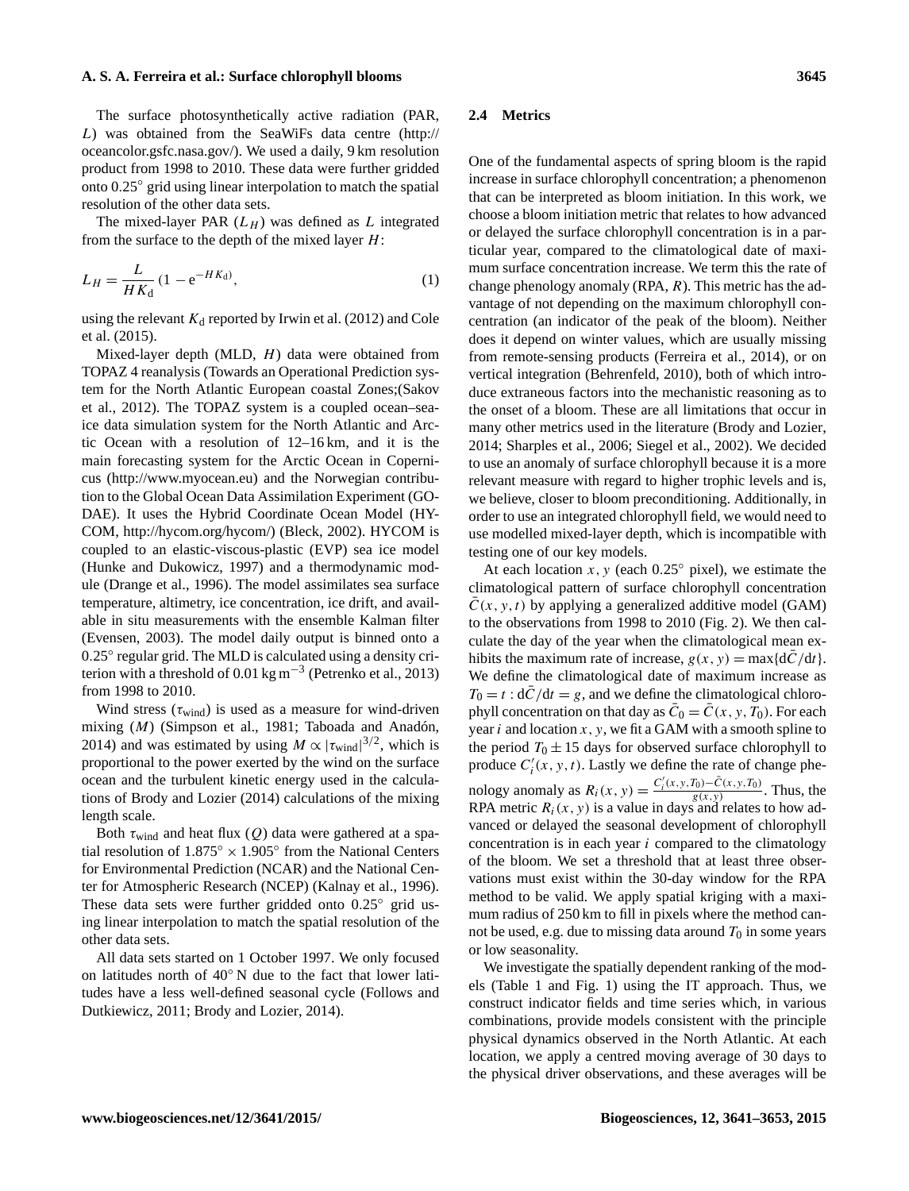The surface photosynthetically active radiation (PAR, $L$) was obtained from the SeaWiFs data centre (http://oceancolor.gsfc.nasa.gov/). We used a daily, 9 km resolution product from 1998 to 2010. These data were further gridded onto 0.25° grid using linear interpolation to match the spatial resolution of the other data sets.

The mixed-layer PAR ($L_H$) was defined as $L$ integrated from the surface to the depth of the mixed layer $H$:

$$L_H = \frac{L}{HK_\text{d}}\left(1 - \text{e}^{-HK_\text{d}}\right), \tag{1}$$

using the relevant $K_\text{d}$ reported by Irwin et al. (2012) and Cole et al. (2015).

Mixed-layer depth (MLD, $H$) data were obtained from TOPAZ 4 reanalysis (Towards an Operational Prediction system for the North Atlantic European coastal Zones;(Sakov et al., 2012). The TOPAZ system is a coupled ocean–sea-ice data simulation system for the North Atlantic and Arctic Ocean with a resolution of 12–16 km, and it is the main forecasting system for the Arctic Ocean in Copernicus (http://www.myocean.eu) and the Norwegian contribution to the Global Ocean Data Assimilation Experiment (GODAE). It uses the Hybrid Coordinate Ocean Model (HYCOM, http://hycom.org/hycom/) (Bleck, 2002). HYCOM is coupled to an elastic-viscous-plastic (EVP) sea ice model (Hunke and Dukowicz, 1997) and a thermodynamic module (Drange et al., 1996). The model assimilates sea surface temperature, altimetry, ice concentration, ice drift, and available in situ measurements with the ensemble Kalman filter (Evensen, 2003). The model daily output is binned onto a 0.25° regular grid. The MLD is calculated using a density criterion with a threshold of 0.01 kg m$^{-3}$ (Petrenko et al., 2013) from 1998 to 2010.

Wind stress ($\tau_\text{wind}$) is used as a measure for wind-driven mixing ($M$) (Simpson et al., 1981; Taboada and Anadón, 2014) and was estimated by using $M \propto |\tau_\text{wind}|^{3/2}$, which is proportional to the power exerted by the wind on the surface ocean and the turbulent kinetic energy used in the calculations of Brody and Lozier (2014) calculations of the mixing length scale.

Both $\tau_\text{wind}$ and heat flux ($Q$) data were gathered at a spatial resolution of $1.875° \times 1.905°$ from the National Centers for Environmental Prediction (NCAR) and the National Center for Atmospheric Research (NCEP) (Kalnay et al., 1996). These data sets were further gridded onto 0.25° grid using linear interpolation to match the spatial resolution of the other data sets.

All data sets started on 1 October 1997. We only focused on latitudes north of 40° N due to the fact that lower latitudes have a less well-defined seasonal cycle (Follows and Dutkiewicz, 2011; Brody and Lozier, 2014).

### 2.4 Metrics

One of the fundamental aspects of spring bloom is the rapid increase in surface chlorophyll concentration; a phenomenon that can be interpreted as bloom initiation. In this work, we choose a bloom initiation metric that relates to how advanced or delayed the surface chlorophyll concentration is in a particular year, compared to the climatological date of maximum surface concentration increase. We term this the rate of change phenology anomaly (RPA, $R$). This metric has the advantage of not depending on the maximum chlorophyll concentration (an indicator of the peak of the bloom). Neither does it depend on winter values, which are usually missing from remote-sensing products (Ferreira et al., 2014), or on vertical integration (Behrenfeld, 2010), both of which introduce extraneous factors into the mechanistic reasoning as to the onset of a bloom. These are all limitations that occur in many other metrics used in the literature (Brody and Lozier, 2014; Sharples et al., 2006; Siegel et al., 2002). We decided to use an anomaly of surface chlorophyll because it is a more relevant measure with regard to higher trophic levels and is, we believe, closer to bloom preconditioning. Additionally, in order to use an integrated chlorophyll field, we would need to use modelled mixed-layer depth, which is incompatible with testing one of our key models.

At each location $x, y$ (each 0.25° pixel), we estimate the climatological pattern of surface chlorophyll concentration $\bar{C}(x, y, t)$ by applying a generalized additive model (GAM) to the observations from 1998 to 2010 (Fig. 2). We then calculate the day of the year when the climatological mean exhibits the maximum rate of increase, $g(x, y) = \max\{\text{d}\bar{C}/\text{d}t\}$. We define the climatological date of maximum increase as $T_0 = t : \text{d}\bar{C}/\text{d}t = g$, and we define the climatological chlorophyll concentration on that day as $\bar{C}_0 = \bar{C}(x, y, T_0)$. For each year $i$ and location $x, y$, we fit a GAM with a smooth spline to the period $T_0 \pm 15$ days for observed surface chlorophyll to produce $C'_i(x, y, t)$. Lastly we define the rate of change phenology anomaly as $R_i(x, y) = \frac{C'_i(x, y, T_0) - \bar{C}(x, y, T_0)}{g(x, y)}$. Thus, the RPA metric $R_i(x, y)$ is a value in days and relates to how advanced or delayed the seasonal development of chlorophyll concentration is in each year $i$ compared to the climatology of the bloom. We set a threshold that at least three observations must exist within the 30-day window for the RPA method to be valid. We apply spatial kriging with a maximum radius of 250 km to fill in pixels where the method cannot be used, e.g. due to missing data around $T_0$ in some years or low seasonality.

We investigate the spatially dependent ranking of the models (Table 1 and Fig. 1) using the IT approach. Thus, we construct indicator fields and time series which, in various combinations, provide models consistent with the principle physical dynamics observed in the North Atlantic. At each location, we apply a centred moving average of 30 days to the physical driver observations, and these averages will be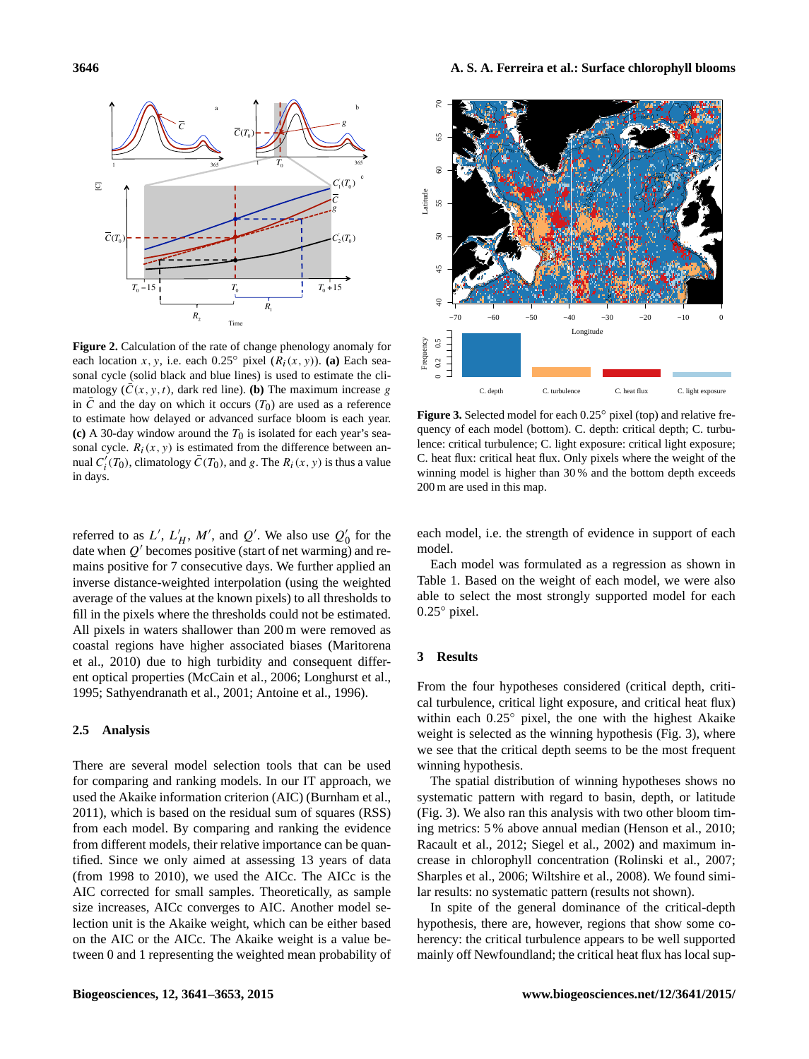Figure 2. Calculation of the rate of change phenology anomaly for each location $x, y$, i.e. each 0.25° pixel ($R_i(x, y)$). **(a)** Each seasonal cycle (solid black and blue lines) is used to estimate the climatology ($\bar{C}(x, y, t)$, dark red line). **(b)** The maximum increase $g$ in $\bar{C}$ and the day on which it occurs ($T_0$) are used as a reference to estimate how delayed or advanced surface bloom is each year. **(c)** A 30-day window around the $T_0$ is isolated for each year's seasonal cycle. $R_i(x, y)$ is estimated from the difference between annual $C_i'(T_0)$, climatology $\bar{C}(T_0)$, and $g$. The $R_i(x, y)$ is thus a value in days.

Figure 3. Selected model for each 0.25° pixel (top) and relative frequency of each model (bottom). C. depth: critical depth; C. turbulence: critical turbulence; C. light exposure: critical light exposure; C. heat flux: critical heat flux. Only pixels where the weight of the winning model is higher than 30 % and the bottom depth exceeds 200 m are used in this map.

referred to as $L'$, $L'_H$, $M'$, and $Q'$. We also use $Q'_0$ for the date when $Q'$ becomes positive (start of net warming) and remains positive for 7 consecutive days. We further applied an inverse distance-weighted interpolation (using the weighted average of the values at the known pixels) to all thresholds to fill in the pixels where the thresholds could not be estimated. All pixels in waters shallower than 200 m were removed as coastal regions have higher associated biases (Maritorena et al., 2010) due to high turbidity and consequent different optical properties (McCain et al., 2006; Longhurst et al., 1995; Sathyendranath et al., 2001; Antoine et al., 1996).

### 2.5 Analysis

There are several model selection tools that can be used for comparing and ranking models. In our IT approach, we used the Akaike information criterion (AIC) (Burnham et al., 2011), which is based on the residual sum of squares (RSS) from each model. By comparing and ranking the evidence from different models, their relative importance can be quantified. Since we only aimed at assessing 13 years of data (from 1998 to 2010), we used the AICc. The AICc is the AIC corrected for small samples. Theoretically, as sample size increases, AICc converges to AIC. Another model selection unit is the Akaike weight, which can be either based on the AIC or the AICc. The Akaike weight is a value between 0 and 1 representing the weighted mean probability of each model, i.e. the strength of evidence in support of each model.

Each model was formulated as a regression as shown in Table 1. Based on the weight of each model, we were also able to select the most strongly supported model for each 0.25° pixel.

## 3 Results

From the four hypotheses considered (critical depth, critical turbulence, critical light exposure, and critical heat flux) within each 0.25° pixel, the one with the highest Akaike weight is selected as the winning hypothesis (Fig. 3), where we see that the critical depth seems to be the most frequent winning hypothesis.

The spatial distribution of winning hypotheses shows no systematic pattern with regard to basin, depth, or latitude (Fig. 3). We also ran this analysis with two other bloom timing metrics: 5 % above annual median (Henson et al., 2010; Racault et al., 2012; Siegel et al., 2002) and maximum increase in chlorophyll concentration (Rolinski et al., 2007; Sharples et al., 2006; Wiltshire et al., 2008). We found similar results: no systematic pattern (results not shown).

In spite of the general dominance of the critical-depth hypothesis, there are, however, regions that show some coherency: the critical turbulence appears to be well supported mainly off Newfoundland; the critical heat flux has local sup-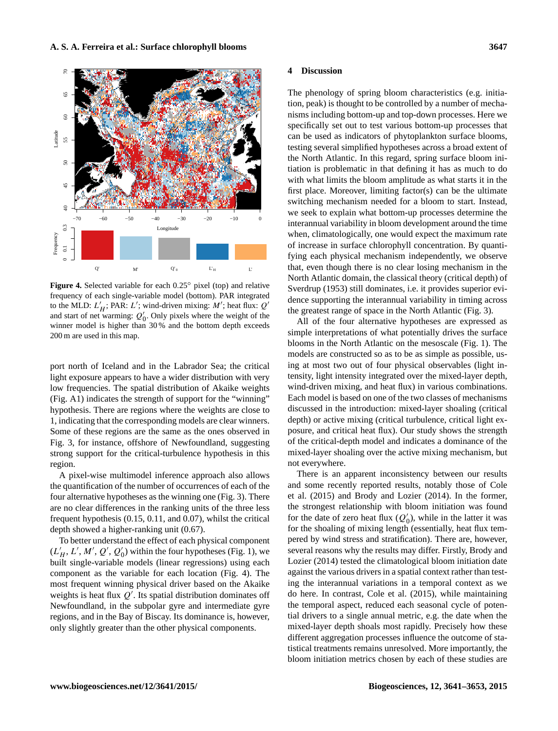Latitude

70
65
60
55
50
45
40

−70 −60 −50 −40 −30 −20 −10 0

Longitude

Frequency

0.3
0.1
0

Q' M' Q'₀ L'_H L'

**Figure 4.** Selected variable for each 0.25° pixel (top) and relative frequency of each single-variable model (bottom). PAR integrated to the MLD: $L'_H$; PAR: $L'$; wind-driven mixing: $M'$; heat flux: $Q'$ and start of net warming: $Q'_0$. Only pixels where the weight of the winner model is higher than 30 % and the bottom depth exceeds 200 m are used in this map.

port north of Iceland and in the Labrador Sea; the critical light exposure appears to have a wider distribution with very low frequencies. The spatial distribution of Akaike weights (Fig. A1) indicates the strength of support for the "winning" hypothesis. There are regions where the weights are close to 1, indicating that the corresponding models are clear winners. Some of these regions are the same as the ones observed in Fig. 3, for instance, offshore of Newfoundland, suggesting strong support for the critical-turbulence hypothesis in this region.

A pixel-wise multimodel inference approach also allows the quantification of the number of occurrences of each of the four alternative hypotheses as the winning one (Fig. 3). There are no clear differences in the ranking units of the three less frequent hypothesis (0.15, 0.11, and 0.07), whilst the critical depth showed a higher-ranking unit (0.67).

To better understand the effect of each physical component ($L'_H$, $L'$, $M'$, $Q'$, $Q'_0$) within the four hypotheses (Fig. 1), we built single-variable models (linear regressions) using each component as the variable for each location (Fig. 4). The most frequent winning physical driver based on the Akaike weights is heat flux $Q'$. Its spatial distribution dominates off Newfoundland, in the subpolar gyre and intermediate gyre regions, and in the Bay of Biscay. Its dominance is, however, only slightly greater than the other physical components.

## 4 Discussion

The phenology of spring bloom characteristics (e.g. initiation, peak) is thought to be controlled by a number of mechanisms including bottom-up and top-down processes. Here we specifically set out to test various bottom-up processes that can be used as indicators of phytoplankton surface blooms, testing several simplified hypotheses across a broad extent of the North Atlantic. In this regard, spring surface bloom initiation is problematic in that defining it has as much to do with what limits the bloom amplitude as what starts it in the first place. Moreover, limiting factor(s) can be the ultimate switching mechanism needed for a bloom to start. Instead, we seek to explain what bottom-up processes determine the interannual variability in bloom development around the time when, climatologically, one would expect the maximum rate of increase in surface chlorophyll concentration. By quantifying each physical mechanism independently, we observe that, even though there is no clear losing mechanism in the North Atlantic domain, the classical theory (critical depth) of Sverdrup (1953) still dominates, i.e. it provides superior evidence supporting the interannual variability in timing across the greatest range of space in the North Atlantic (Fig. 3).

All of the four alternative hypotheses are expressed as simple interpretations of what potentially drives the surface blooms in the North Atlantic on the mesoscale (Fig. 1). The models are constructed so as to be as simple as possible, using at most two out of four physical observables (light intensity, light intensity integrated over the mixed-layer depth, wind-driven mixing, and heat flux) in various combinations. Each model is based on one of the two classes of mechanisms discussed in the introduction: mixed-layer shoaling (critical depth) or active mixing (critical turbulence, critical light exposure, and critical heat flux). Our study shows the strength of the critical-depth model and indicates a dominance of the mixed-layer shoaling over the active mixing mechanism, but not everywhere.

There is an apparent inconsistency between our results and some recently reported results, notably those of Cole et al. (2015) and Brody and Lozier (2014). In the former, the strongest relationship with bloom initiation was found for the date of zero heat flux ($Q'_0$), while in the latter it was for the shoaling of mixing length (essentially, heat flux tempered by wind stress and stratification). There are, however, several reasons why the results may differ. Firstly, Brody and Lozier (2014) tested the climatological bloom initiation date against the various drivers in a spatial context rather than testing the interannual variations in a temporal context as we do here. In contrast, Cole et al. (2015), while maintaining the temporal aspect, reduced each seasonal cycle of potential drivers to a single annual metric, e.g. the date when the mixed-layer depth shoals most rapidly. Precisely how these different aggregation processes influence the outcome of statistical treatments remains unresolved. More importantly, the bloom initiation metrics chosen by each of these studies are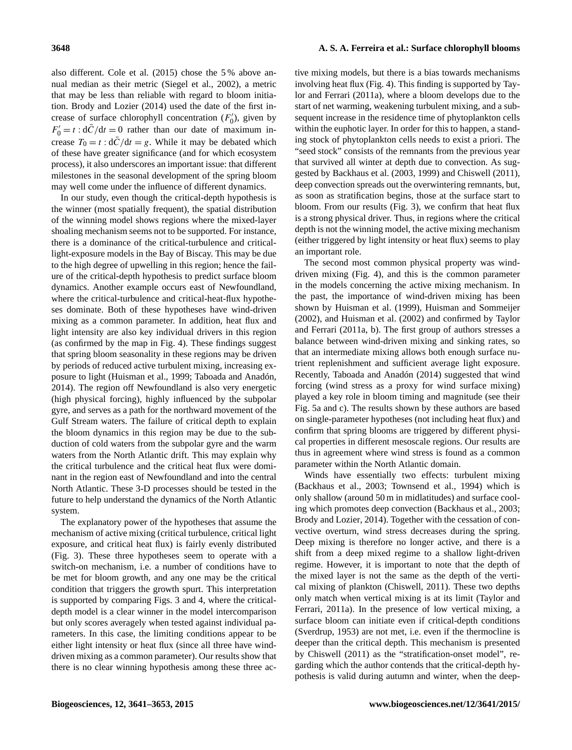also different. Cole et al. (2015) chose the 5 % above annual median as their metric (Siegel et al., 2002), a metric that may be less than reliable with regard to bloom initiation. Brody and Lozier (2014) used the date of the first increase of surface chlorophyll concentration ($F_0'$), given by $F_0' = t : \mathrm{d}\bar{C}/\mathrm{d}t = 0$ rather than our date of maximum increase $T_0 = t : \mathrm{d}\bar{C}/\mathrm{d}t = g$. While it may be debated which of these have greater significance (and for which ecosystem process), it also underscores an important issue: that different milestones in the seasonal development of the spring bloom may well come under the influence of different dynamics.

In our study, even though the critical-depth hypothesis is the winner (most spatially frequent), the spatial distribution of the winning model shows regions where the mixed-layer shoaling mechanism seems not to be supported. For instance, there is a dominance of the critical-turbulence and critical-light-exposure models in the Bay of Biscay. This may be due to the high degree of upwelling in this region; hence the failure of the critical-depth hypothesis to predict surface bloom dynamics. Another example occurs east of Newfoundland, where the critical-turbulence and critical-heat-flux hypotheses dominate. Both of these hypotheses have wind-driven mixing as a common parameter. In addition, heat flux and light intensity are also key individual drivers in this region (as confirmed by the map in Fig. 4). These findings suggest that spring bloom seasonality in these regions may be driven by periods of reduced active turbulent mixing, increasing exposure to light (Huisman et al., 1999; Taboada and Anadón, 2014). The region off Newfoundland is also very energetic (high physical forcing), highly influenced by the subpolar gyre, and serves as a path for the northward movement of the Gulf Stream waters. The failure of critical depth to explain the bloom dynamics in this region may be due to the subduction of cold waters from the subpolar gyre and the warm waters from the North Atlantic drift. This may explain why the critical turbulence and the critical heat flux were dominant in the region east of Newfoundland and into the central North Atlantic. These 3-D processes should be tested in the future to help understand the dynamics of the North Atlantic system.

The explanatory power of the hypotheses that assume the mechanism of active mixing (critical turbulence, critical light exposure, and critical heat flux) is fairly evenly distributed (Fig. 3). These three hypotheses seem to operate with a switch-on mechanism, i.e. a number of conditions have to be met for bloom growth, and any one may be the critical condition that triggers the growth spurt. This interpretation is supported by comparing Figs. 3 and 4, where the critical-depth model is a clear winner in the model intercomparison but only scores averagely when tested against individual parameters. In this case, the limiting conditions appear to be either light intensity or heat flux (since all three have wind-driven mixing as a common parameter). Our results show that there is no clear winning hypothesis among these three active mixing models, but there is a bias towards mechanisms involving heat flux (Fig. 4). This finding is supported by Taylor and Ferrari (2011a), where a bloom develops due to the start of net warming, weakening turbulent mixing, and a subsequent increase in the residence time of phytoplankton cells within the euphotic layer. In order for this to happen, a standing stock of phytoplankton cells needs to exist a priori. The "seed stock" consists of the remnants from the previous year that survived all winter at depth due to convection. As suggested by Backhaus et al. (2003, 1999) and Chiswell (2011), deep convection spreads out the overwintering remnants, but, as soon as stratification begins, those at the surface start to bloom. From our results (Fig. 3), we confirm that heat flux is a strong physical driver. Thus, in regions where the critical depth is not the winning model, the active mixing mechanism (either triggered by light intensity or heat flux) seems to play an important role.

The second most common physical property was wind-driven mixing (Fig. 4), and this is the common parameter in the models concerning the active mixing mechanism. In the past, the importance of wind-driven mixing has been shown by Huisman et al. (1999), Huisman and Sommeijer (2002), and Huisman et al. (2002) and confirmed by Taylor and Ferrari (2011a, b). The first group of authors stresses a balance between wind-driven mixing and sinking rates, so that an intermediate mixing allows both enough surface nutrient replenishment and sufficient average light exposure. Recently, Taboada and Anadón (2014) suggested that wind forcing (wind stress as a proxy for wind surface mixing) played a key role in bloom timing and magnitude (see their Fig. 5a and c). The results shown by these authors are based on single-parameter hypotheses (not including heat flux) and confirm that spring blooms are triggered by different physical properties in different mesoscale regions. Our results are thus in agreement where wind stress is found as a common parameter within the North Atlantic domain.

Winds have essentially two effects: turbulent mixing (Backhaus et al., 2003; Townsend et al., 1994) which is only shallow (around 50 m in midlatitudes) and surface cooling which promotes deep convection (Backhaus et al., 2003; Brody and Lozier, 2014). Together with the cessation of convective overturn, wind stress decreases during the spring. Deep mixing is therefore no longer active, and there is a shift from a deep mixed regime to a shallow light-driven regime. However, it is important to note that the depth of the mixed layer is not the same as the depth of the vertical mixing of plankton (Chiswell, 2011). These two depths only match when vertical mixing is at its limit (Taylor and Ferrari, 2011a). In the presence of low vertical mixing, a surface bloom can initiate even if critical-depth conditions (Sverdrup, 1953) are not met, i.e. even if the thermocline is deeper than the critical depth. This mechanism is presented by Chiswell (2011) as the "stratification-onset model", regarding which the author contends that the critical-depth hypothesis is valid during autumn and winter, when the deep-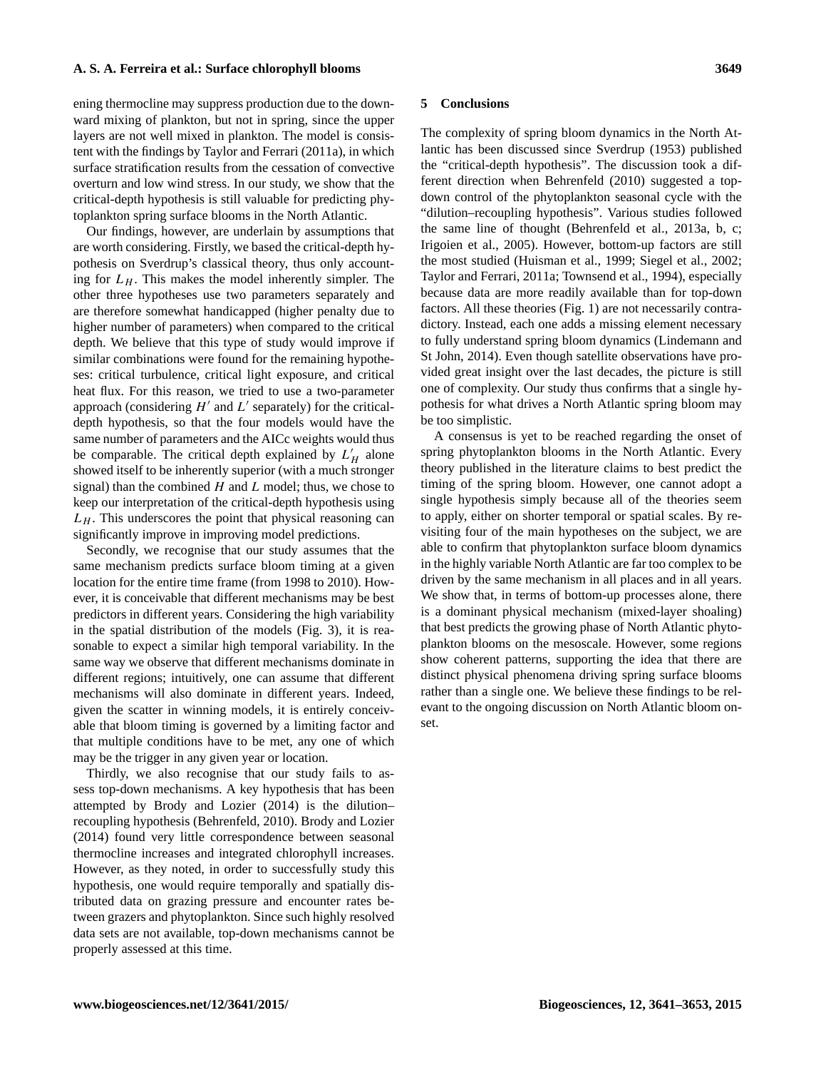ening thermocline may suppress production due to the downward mixing of plankton, but not in spring, since the upper layers are not well mixed in plankton. The model is consistent with the findings by Taylor and Ferrari (2011a), in which surface stratification results from the cessation of convective overturn and low wind stress. In our study, we show that the critical-depth hypothesis is still valuable for predicting phytoplankton spring surface blooms in the North Atlantic.

Our findings, however, are underlain by assumptions that are worth considering. Firstly, we based the critical-depth hypothesis on Sverdrup's classical theory, thus only accounting for $L_H$. This makes the model inherently simpler. The other three hypotheses use two parameters separately and are therefore somewhat handicapped (higher penalty due to higher number of parameters) when compared to the critical depth. We believe that this type of study would improve if similar combinations were found for the remaining hypotheses: critical turbulence, critical light exposure, and critical heat flux. For this reason, we tried to use a two-parameter approach (considering $H'$ and $L'$ separately) for the critical-depth hypothesis, so that the four models would have the same number of parameters and the AICc weights would thus be comparable. The critical depth explained by $L'_H$ alone showed itself to be inherently superior (with a much stronger signal) than the combined $H$ and $L$ model; thus, we chose to keep our interpretation of the critical-depth hypothesis using $L_H$. This underscores the point that physical reasoning can significantly improve in improving model predictions.

Secondly, we recognise that our study assumes that the same mechanism predicts surface bloom timing at a given location for the entire time frame (from 1998 to 2010). However, it is conceivable that different mechanisms may be best predictors in different years. Considering the high variability in the spatial distribution of the models (Fig. 3), it is reasonable to expect a similar high temporal variability. In the same way we observe that different mechanisms dominate in different regions; intuitively, one can assume that different mechanisms will also dominate in different years. Indeed, given the scatter in winning models, it is entirely conceivable that bloom timing is governed by a limiting factor and that multiple conditions have to be met, any one of which may be the trigger in any given year or location.

Thirdly, we also recognise that our study fails to assess top-down mechanisms. A key hypothesis that has been attempted by Brody and Lozier (2014) is the dilution–recoupling hypothesis (Behrenfeld, 2010). Brody and Lozier (2014) found very little correspondence between seasonal thermocline increases and integrated chlorophyll increases. However, as they noted, in order to successfully study this hypothesis, one would require temporally and spatially distributed data on grazing pressure and encounter rates between grazers and phytoplankton. Since such highly resolved data sets are not available, top-down mechanisms cannot be properly assessed at this time.

## 5 Conclusions

The complexity of spring bloom dynamics in the North Atlantic has been discussed since Sverdrup (1953) published the "critical-depth hypothesis". The discussion took a different direction when Behrenfeld (2010) suggested a top-down control of the phytoplankton seasonal cycle with the "dilution–recoupling hypothesis". Various studies followed the same line of thought (Behrenfeld et al., 2013a, b, c; Irigoien et al., 2005). However, bottom-up factors are still the most studied (Huisman et al., 1999; Siegel et al., 2002; Taylor and Ferrari, 2011a; Townsend et al., 1994), especially because data are more readily available than for top-down factors. All these theories (Fig. 1) are not necessarily contradictory. Instead, each one adds a missing element necessary to fully understand spring bloom dynamics (Lindemann and St John, 2014). Even though satellite observations have provided great insight over the last decades, the picture is still one of complexity. Our study thus confirms that a single hypothesis for what drives a North Atlantic spring bloom may be too simplistic.

A consensus is yet to be reached regarding the onset of spring phytoplankton blooms in the North Atlantic. Every theory published in the literature claims to best predict the timing of the spring bloom. However, one cannot adopt a single hypothesis simply because all of the theories seem to apply, either on shorter temporal or spatial scales. By revisiting four of the main hypotheses on the subject, we are able to confirm that phytoplankton surface bloom dynamics in the highly variable North Atlantic are far too complex to be driven by the same mechanism in all places and in all years. We show that, in terms of bottom-up processes alone, there is a dominant physical mechanism (mixed-layer shoaling) that best predicts the growing phase of North Atlantic phytoplankton blooms on the mesoscale. However, some regions show coherent patterns, supporting the idea that there are distinct physical phenomena driving spring surface blooms rather than a single one. We believe these findings to be relevant to the ongoing discussion on North Atlantic bloom onset.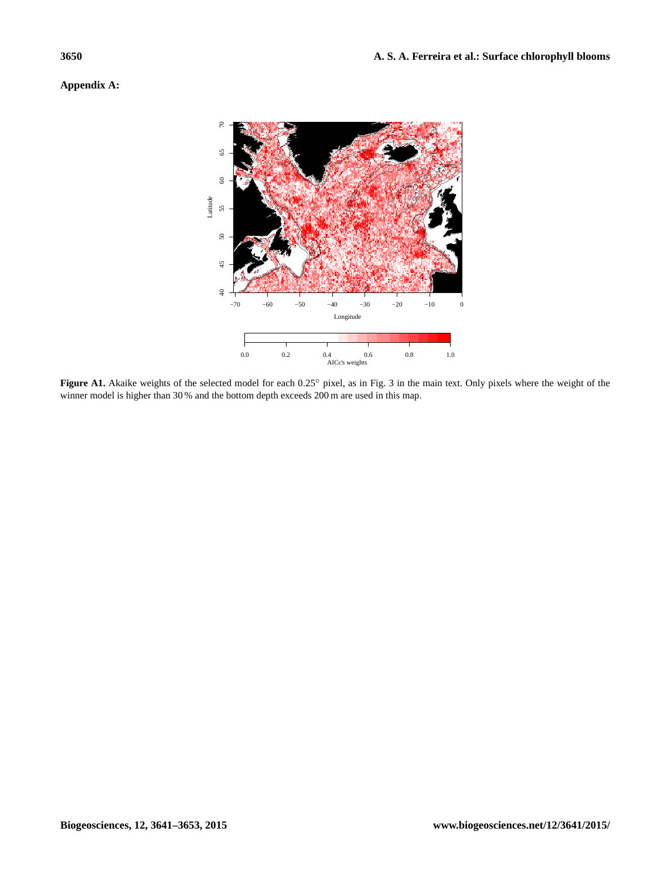## Appendix A:

**Figure A1.** Akaike weights of the selected model for each 0.25° pixel, as in Fig. 3 in the main text. Only pixels where the weight of the winner model is higher than 30 % and the bottom depth exceeds 200 m are used in this map.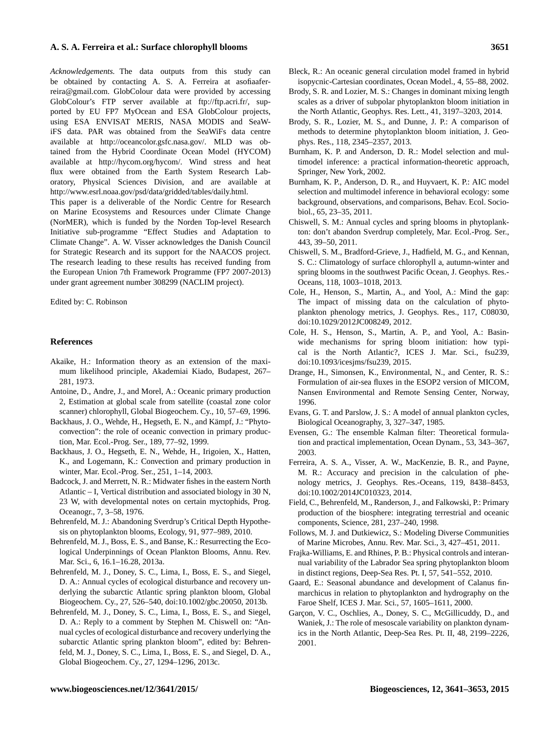*Acknowledgements.* The data outputs from this study can be obtained by contacting A. S. A. Ferreira at asofiaaferreira@gmail.com. GlobColour data were provided by accessing GlobColour's FTP server available at ftp://ftp.acri.fr/, supported by EU FP7 MyOcean and ESA GlobColour projects, using ESA ENVISAT MERIS, NASA MODIS and SeaWiFS data. PAR was obtained from the SeaWiFs data centre available at http://oceancolor.gsfc.nasa.gov/. MLD was obtained from the Hybrid Coordinate Ocean Model (HYCOM) available at http://hycom.org/hycom/. Wind stress and heat flux were obtained from the Earth System Research Laboratory, Physical Sciences Division, and are available at http://www.esrl.noaa.gov/psd/data/gridded/tables/daily.html.
This paper is a deliverable of the Nordic Centre for Research on Marine Ecosystems and Resources under Climate Change (NorMER), which is funded by the Norden Top-level Research Initiative sub-programme "Effect Studies and Adaptation to Climate Change". A. W. Visser acknowledges the Danish Council for Strategic Research and its support for the NAACOS project. The research leading to these results has received funding from the European Union 7th Framework Programme (FP7 2007-2013) under grant agreement number 308299 (NACLIM project).

Edited by: C. Robinson

## References

Akaike, H.: Information theory as an extension of the maximum likelihood principle, Akademiai Kiado, Budapest, 267–281, 1973.

Antoine, D., Andre, J., and Morel, A.: Oceanic primary production 2, Estimation at global scale from satellite (coastal zone color scanner) chlorophyll, Global Biogeochem. Cy., 10, 57–69, 1996.

Backhaus, J. O., Wehde, H., Hegseth, E. N., and Kämpf, J.: "Phytoconvection": the role of oceanic convection in primary production, Mar. Ecol.-Prog. Ser., 189, 77–92, 1999.

Backhaus, J. O., Hegseth, E. N., Wehde, H., Irigoien, X., Hatten, K., and Logemann, K.: Convection and primary production in winter, Mar. Ecol.-Prog. Ser., 251, 1–14, 2003.

Badcock, J. and Merrett, N. R.: Midwater fishes in the eastern North Atlantic – I, Vertical distribution and associated biology in 30 N, 23 W, with developmental notes on certain myctophids, Prog. Oceanogr., 7, 3–58, 1976.

Behrenfeld, M. J.: Abandoning Sverdrup's Critical Depth Hypothesis on phytoplankton blooms, Ecology, 91, 977–989, 2010.

Behrenfeld, M. J., Boss, E. S., and Banse, K.: Resurrecting the Ecological Underpinnings of Ocean Plankton Blooms, Annu. Rev. Mar. Sci., 6, 16.1–16.28, 2013a.

Behrenfeld, M. J., Doney, S. C., Lima, I., Boss, E. S., and Siegel, D. A.: Annual cycles of ecological disturbance and recovery underlying the subarctic Atlantic spring plankton bloom, Global Biogeochem. Cy., 27, 526–540, doi:10.1002/gbc.20050, 2013b.

Behrenfeld, M. J., Doney, S. C., Lima, I., Boss, E. S., and Siegel, D. A.: Reply to a comment by Stephen M. Chiswell on: "Annual cycles of ecological disturbance and recovery underlying the subarctic Atlantic spring plankton bloom", edited by: Behrenfeld, M. J., Doney, S. C., Lima, I., Boss, E. S., and Siegel, D. A., Global Biogeochem. Cy., 27, 1294–1296, 2013c.

Bleck, R.: An oceanic general circulation model framed in hybrid isopycnic-Cartesian coordinates, Ocean Model., 4, 55–88, 2002.

Brody, S. R. and Lozier, M. S.: Changes in dominant mixing length scales as a driver of subpolar phytoplankton bloom initiation in the North Atlantic, Geophys. Res. Lett., 41, 3197–3203, 2014.

Brody, S. R., Lozier, M. S., and Dunne, J. P.: A comparison of methods to determine phytoplankton bloom initiation, J. Geophys. Res., 118, 2345–2357, 2013.

Burnham, K. P. and Anderson, D. R.: Model selection and multimodel inference: a practical information-theoretic approach, Springer, New York, 2002.

Burnham, K. P., Anderson, D. R., and Huyvaert, K. P.: AIC model selection and multimodel inference in behavioral ecology: some background, observations, and comparisons, Behav. Ecol. Sociobiol., 65, 23–35, 2011.

Chiswell, S. M.: Annual cycles and spring blooms in phytoplankton: don't abandon Sverdrup completely, Mar. Ecol.-Prog. Ser., 443, 39–50, 2011.

Chiswell, S. M., Bradford-Grieve, J., Hadfield, M. G., and Kennan, S. C.: Climatology of surface chlorophyll a, autumn-winter and spring blooms in the southwest Pacific Ocean, J. Geophys. Res.-Oceans, 118, 1003–1018, 2013.

Cole, H., Henson, S., Martin, A., and Yool, A.: Mind the gap: The impact of missing data on the calculation of phytoplankton phenology metrics, J. Geophys. Res., 117, C08030, doi:10.1029/2012JC008249, 2012.

Cole, H. S., Henson, S., Martin, A. P., and Yool, A.: Basin-wide mechanisms for spring bloom initiation: how typical is the North Atlantic?, ICES J. Mar. Sci., fsu239, doi:10.1093/icesjms/fsu239, 2015.

Drange, H., Simonsen, K., Environmental, N., and Center, R. S.: Formulation of air-sea fluxes in the ESOP2 version of MICOM, Nansen Environmental and Remote Sensing Center, Norway, 1996.

Evans, G. T. and Parslow, J. S.: A model of annual plankton cycles, Biological Oceanography, 3, 327–347, 1985.

Evensen, G.: The ensemble Kalman filter: Theoretical formulation and practical implementation, Ocean Dynam., 53, 343–367, 2003.

Ferreira, A. S. A., Visser, A. W., MacKenzie, B. R., and Payne, M. R.: Accuracy and precision in the calculation of phenology metrics, J. Geophys. Res.-Oceans, 119, 8438–8453, doi:10.1002/2014JC010323, 2014.

Field, C., Behrenfeld, M., Randerson, J., and Falkowski, P.: Primary production of the biosphere: integrating terrestrial and oceanic components, Science, 281, 237–240, 1998.

Follows, M. J. and Dutkiewicz, S.: Modeling Diverse Communities of Marine Microbes, Annu. Rev. Mar. Sci., 3, 427–451, 2011.

Frajka-Williams, E. and Rhines, P. B.: Physical controls and interannual variability of the Labrador Sea spring phytoplankton bloom in distinct regions, Deep-Sea Res. Pt. I, 57, 541–552, 2010.

Gaard, E.: Seasonal abundance and development of Calanus finmarchicus in relation to phytoplankton and hydrography on the Faroe Shelf, ICES J. Mar. Sci., 57, 1605–1611, 2000.

Garçon, V. C., Oschlies, A., Doney, S. C., McGillicuddy, D., and Waniek, J.: The role of mesoscale variability on plankton dynamics in the North Atlantic, Deep-Sea Res. Pt. II, 48, 2199–2226, 2001.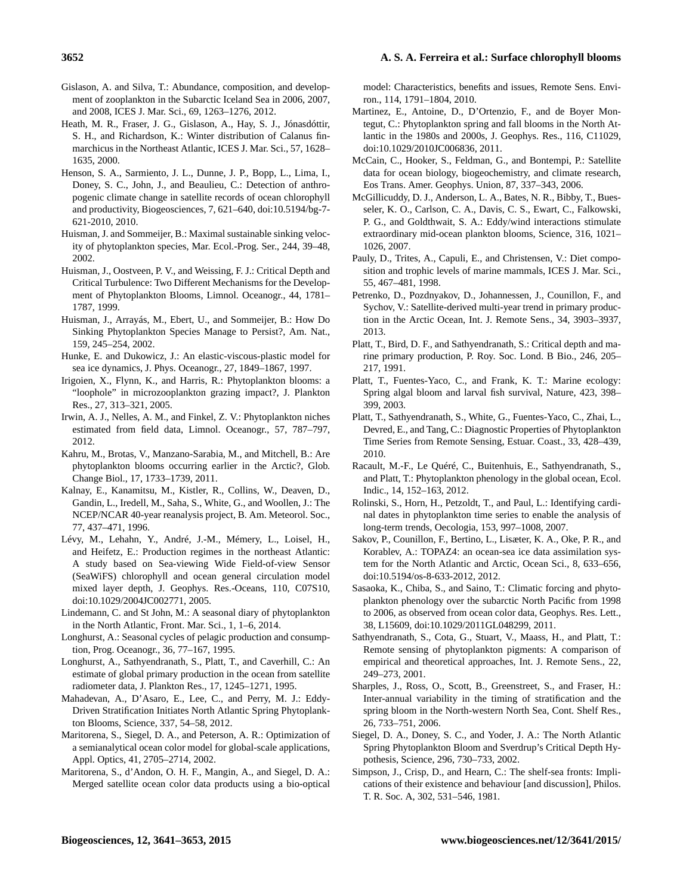Gislason, A. and Silva, T.: Abundance, composition, and development of zooplankton in the Subarctic Iceland Sea in 2006, 2007, and 2008, ICES J. Mar. Sci., 69, 1263–1276, 2012.

Heath, M. R., Fraser, J. G., Gislason, A., Hay, S. J., Jónasdóttir, S. H., and Richardson, K.: Winter distribution of Calanus finmarchicus in the Northeast Atlantic, ICES J. Mar. Sci., 57, 1628–1635, 2000.

Henson, S. A., Sarmiento, J. L., Dunne, J. P., Bopp, L., Lima, I., Doney, S. C., John, J., and Beaulieu, C.: Detection of anthropogenic climate change in satellite records of ocean chlorophyll and productivity, Biogeosciences, 7, 621–640, doi:10.5194/bg-7-621-2010, 2010.

Huisman, J. and Sommeijer, B.: Maximal sustainable sinking velocity of phytoplankton species, Mar. Ecol.-Prog. Ser., 244, 39–48, 2002.

Huisman, J., Oostveen, P. V., and Weissing, F. J.: Critical Depth and Critical Turbulence: Two Different Mechanisms for the Development of Phytoplankton Blooms, Limnol. Oceanogr., 44, 1781–1787, 1999.

Huisman, J., Arrayás, M., Ebert, U., and Sommeijer, B.: How Do Sinking Phytoplankton Species Manage to Persist?, Am. Nat., 159, 245–254, 2002.

Hunke, E. and Dukowicz, J.: An elastic-viscous-plastic model for sea ice dynamics, J. Phys. Oceanogr., 27, 1849–1867, 1997.

Irigoien, X., Flynn, K., and Harris, R.: Phytoplankton blooms: a "loophole" in microzooplankton grazing impact?, J. Plankton Res., 27, 313–321, 2005.

Irwin, A. J., Nelles, A. M., and Finkel, Z. V.: Phytoplankton niches estimated from field data, Limnol. Oceanogr., 57, 787–797, 2012.

Kahru, M., Brotas, V., Manzano-Sarabia, M., and Mitchell, B.: Are phytoplankton blooms occurring earlier in the Arctic?, Glob. Change Biol., 17, 1733–1739, 2011.

Kalnay, E., Kanamitsu, M., Kistler, R., Collins, W., Deaven, D., Gandin, L., Iredell, M., Saha, S., White, G., and Woollen, J.: The NCEP/NCAR 40-year reanalysis project, B. Am. Meteorol. Soc., 77, 437–471, 1996.

Lévy, M., Lehahn, Y., André, J.-M., Mémery, L., Loisel, H., and Heifetz, E.: Production regimes in the northeast Atlantic: A study based on Sea-viewing Wide Field-of-view Sensor (SeaWiFS) chlorophyll and ocean general circulation model mixed layer depth, J. Geophys. Res.-Oceans, 110, C07S10, doi:10.1029/2004JC002771, 2005.

Lindemann, C. and St John, M.: A seasonal diary of phytoplankton in the North Atlantic, Front. Mar. Sci., 1, 1–6, 2014.

Longhurst, A.: Seasonal cycles of pelagic production and consumption, Prog. Oceanogr., 36, 77–167, 1995.

Longhurst, A., Sathyendranath, S., Platt, T., and Caverhill, C.: An estimate of global primary production in the ocean from satellite radiometer data, J. Plankton Res., 17, 1245–1271, 1995.

Mahadevan, A., D'Asaro, E., Lee, C., and Perry, M. J.: Eddy-Driven Stratification Initiates North Atlantic Spring Phytoplankton Blooms, Science, 337, 54–58, 2012.

Maritorena, S., Siegel, D. A., and Peterson, A. R.: Optimization of a semianalytical ocean color model for global-scale applications, Appl. Optics, 41, 2705–2714, 2002.

Maritorena, S., d'Andon, O. H. F., Mangin, A., and Siegel, D. A.: Merged satellite ocean color data products using a bio-optical model: Characteristics, benefits and issues, Remote Sens. Environ., 114, 1791–1804, 2010.

Martinez, E., Antoine, D., D'Ortenzio, F., and de Boyer Montegut, C.: Phytoplankton spring and fall blooms in the North Atlantic in the 1980s and 2000s, J. Geophys. Res., 116, C11029, doi:10.1029/2010JC006836, 2011.

McCain, C., Hooker, S., Feldman, G., and Bontempi, P.: Satellite data for ocean biology, biogeochemistry, and climate research, Eos Trans. Amer. Geophys. Union, 87, 337–343, 2006.

McGillicuddy, D. J., Anderson, L. A., Bates, N. R., Bibby, T., Buesseler, K. O., Carlson, C. A., Davis, C. S., Ewart, C., Falkowski, P. G., and Goldthwait, S. A.: Eddy/wind interactions stimulate extraordinary mid-ocean plankton blooms, Science, 316, 1021–1026, 2007.

Pauly, D., Trites, A., Capuli, E., and Christensen, V.: Diet composition and trophic levels of marine mammals, ICES J. Mar. Sci., 55, 467–481, 1998.

Petrenko, D., Pozdnyakov, D., Johannessen, J., Counillon, F., and Sychov, V.: Satellite-derived multi-year trend in primary production in the Arctic Ocean, Int. J. Remote Sens., 34, 3903–3937, 2013.

Platt, T., Bird, D. F., and Sathyendranath, S.: Critical depth and marine primary production, P. Roy. Soc. Lond. B Bio., 246, 205–217, 1991.

Platt, T., Fuentes-Yaco, C., and Frank, K. T.: Marine ecology: Spring algal bloom and larval fish survival, Nature, 423, 398–399, 2003.

Platt, T., Sathyendranath, S., White, G., Fuentes-Yaco, C., Zhai, L., Devred, E., and Tang, C.: Diagnostic Properties of Phytoplankton Time Series from Remote Sensing, Estuar. Coast., 33, 428–439, 2010.

Racault, M.-F., Le Quéré, C., Buitenhuis, E., Sathyendranath, S., and Platt, T.: Phytoplankton phenology in the global ocean, Ecol. Indic., 14, 152–163, 2012.

Rolinski, S., Horn, H., Petzoldt, T., and Paul, L.: Identifying cardinal dates in phytoplankton time series to enable the analysis of long-term trends, Oecologia, 153, 997–1008, 2007.

Sakov, P., Counillon, F., Bertino, L., Lisæter, K. A., Oke, P. R., and Korablev, A.: TOPAZ4: an ocean-sea ice data assimilation system for the North Atlantic and Arctic, Ocean Sci., 8, 633–656, doi:10.5194/os-8-633-2012, 2012.

Sasaoka, K., Chiba, S., and Saino, T.: Climatic forcing and phytoplankton phenology over the subarctic North Pacific from 1998 to 2006, as observed from ocean color data, Geophys. Res. Lett., 38, L15609, doi:10.1029/2011GL048299, 2011.

Sathyendranath, S., Cota, G., Stuart, V., Maass, H., and Platt, T.: Remote sensing of phytoplankton pigments: A comparison of empirical and theoretical approaches, Int. J. Remote Sens., 22, 249–273, 2001.

Sharples, J., Ross, O., Scott, B., Greenstreet, S., and Fraser, H.: Inter-annual variability in the timing of stratification and the spring bloom in the North-western North Sea, Cont. Shelf Res., 26, 733–751, 2006.

Siegel, D. A., Doney, S. C., and Yoder, J. A.: The North Atlantic Spring Phytoplankton Bloom and Sverdrup's Critical Depth Hypothesis, Science, 296, 730–733, 2002.

Simpson, J., Crisp, D., and Hearn, C.: The shelf-sea fronts: Implications of their existence and behaviour [and discussion], Philos. T. R. Soc. A, 302, 531–546, 1981.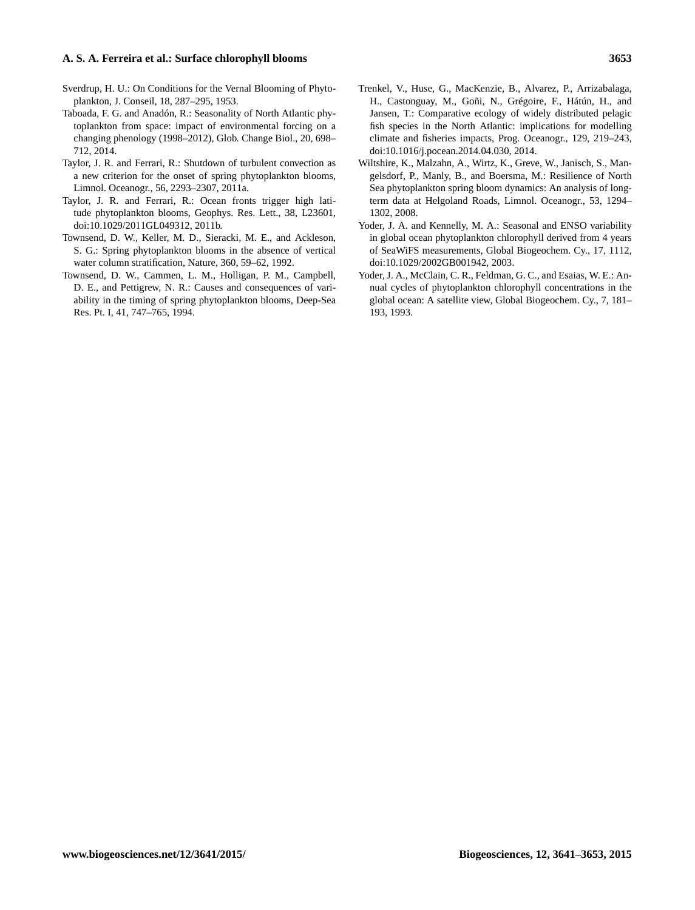Sverdrup, H. U.: On Conditions for the Vernal Blooming of Phytoplankton, J. Conseil, 18, 287–295, 1953.

Taboada, F. G. and Anadón, R.: Seasonality of North Atlantic phytoplankton from space: impact of environmental forcing on a changing phenology (1998–2012), Glob. Change Biol., 20, 698–712, 2014.

Taylor, J. R. and Ferrari, R.: Shutdown of turbulent convection as a new criterion for the onset of spring phytoplankton blooms, Limnol. Oceanogr., 56, 2293–2307, 2011a.

Taylor, J. R. and Ferrari, R.: Ocean fronts trigger high latitude phytoplankton blooms, Geophys. Res. Lett., 38, L23601, doi:10.1029/2011GL049312, 2011b.

Townsend, D. W., Keller, M. D., Sieracki, M. E., and Ackleson, S. G.: Spring phytoplankton blooms in the absence of vertical water column stratification, Nature, 360, 59–62, 1992.

Townsend, D. W., Cammen, L. M., Holligan, P. M., Campbell, D. E., and Pettigrew, N. R.: Causes and consequences of variability in the timing of spring phytoplankton blooms, Deep-Sea Res. Pt. I, 41, 747–765, 1994.

Trenkel, V., Huse, G., MacKenzie, B., Alvarez, P., Arrizabalaga, H., Castonguay, M., Goñi, N., Grégoire, F., Hátún, H., and Jansen, T.: Comparative ecology of widely distributed pelagic fish species in the North Atlantic: implications for modelling climate and fisheries impacts, Prog. Oceanogr., 129, 219–243, doi:10.1016/j.pocean.2014.04.030, 2014.

Wiltshire, K., Malzahn, A., Wirtz, K., Greve, W., Janisch, S., Mangelsdorf, P., Manly, B., and Boersma, M.: Resilience of North Sea phytoplankton spring bloom dynamics: An analysis of long-term data at Helgoland Roads, Limnol. Oceanogr., 53, 1294–1302, 2008.

Yoder, J. A. and Kennelly, M. A.: Seasonal and ENSO variability in global ocean phytoplankton chlorophyll derived from 4 years of SeaWiFS measurements, Global Biogeochem. Cy., 17, 1112, doi:10.1029/2002GB001942, 2003.

Yoder, J. A., McClain, C. R., Feldman, G. C., and Esaias, W. E.: Annual cycles of phytoplankton chlorophyll concentrations in the global ocean: A satellite view, Global Biogeochem. Cy., 7, 181–193, 1993.